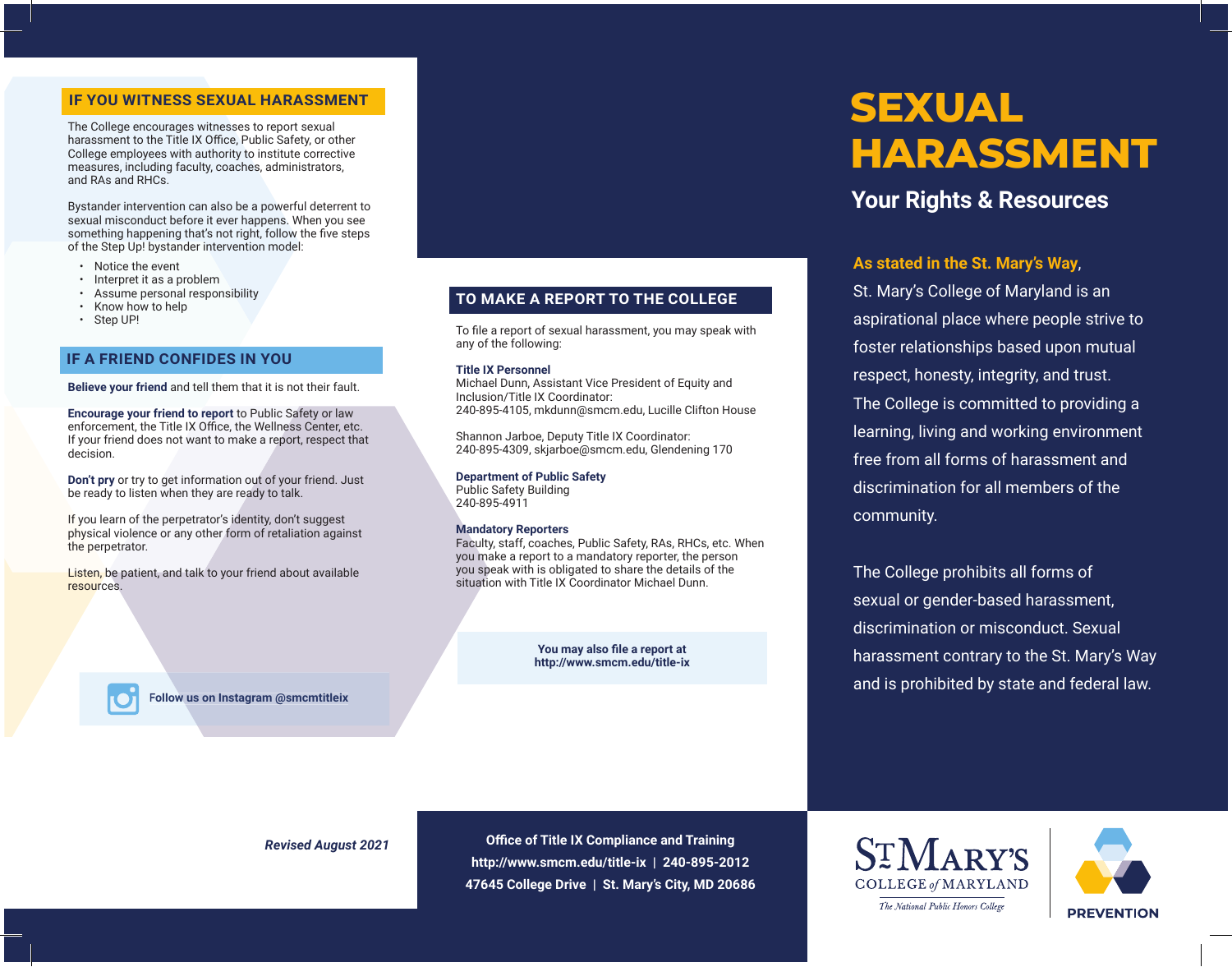# SEXUAL HARASSMENT

## Your Rights & Resources

**As stated in the St. Mary's Way**, St. Mary's College of Maryland is an aspirational place where people strive to foster relationships based upon mutual respect, honesty, integrity, and trust. The College is committed to providing a learning, living and working environment free from all forms of harassment and discrimination for all members of the community.

The College prohibits all forms of sexual or gender-based harassment, discrimination or misconduct. Sexual harassment contrary to the St. Mary's Way and is prohibited by state and federal law.

St. Mary's College of Maryland
The National Public Honors College

PREVENTION

## IF YOU WITNESS SEXUAL HARASSMENT

The College encourages witnesses to report sexual harassment to the Title IX Office, Public Safety, or other College employees with authority to institute corrective measures, including faculty, coaches, administrators, and RAs and RHCs.

Bystander intervention can also be a powerful deterrent to sexual misconduct before it ever happens. When you see something happening that's not right, follow the five steps of the Step Up! bystander intervention model:

- Notice the event
- Interpret it as a problem
- Assume personal responsibility
- Know how to help
- Step UP!

## IF A FRIEND CONFIDES IN YOU

**Believe your friend** and tell them that it is not their fault.

**Encourage your friend to report** to Public Safety or law enforcement, the Title IX Office, the Wellness Center, etc. If your friend does not want to make a report, respect that decision.

**Don't pry** or try to get information out of your friend. Just be ready to listen when they are ready to talk.

If you learn of the perpetrator's identity, don't suggest physical violence or any other form of retaliation against the perpetrator.

Listen, be patient, and talk to your friend about available resources.

Follow us on Instagram @smcmtitleix

*Revised August 2021*

## TO MAKE A REPORT TO THE COLLEGE

To file a report of sexual harassment, you may speak with any of the following:

**Title IX Personnel**
Michael Dunn, Assistant Vice President of Equity and Inclusion/Title IX Coordinator:
240-895-4105, mkdunn@smcm.edu, Lucille Clifton House

Shannon Jarboe, Deputy Title IX Coordinator:
240-895-4309, skjarboe@smcm.edu, Glendening 170

**Department of Public Safety**
Public Safety Building
240-895-4911

**Mandatory Reporters**
Faculty, staff, coaches, Public Safety, RAs, RHCs, etc. When you make a report to a mandatory reporter, the person you speak with is obligated to share the details of the situation with Title IX Coordinator Michael Dunn.

**You may also file a report at http://www.smcm.edu/title-ix**

**Office of Title IX Compliance and Training**
**http://www.smcm.edu/title-ix | 240-895-2012**
**47645 College Drive | St. Mary's City, MD 20686**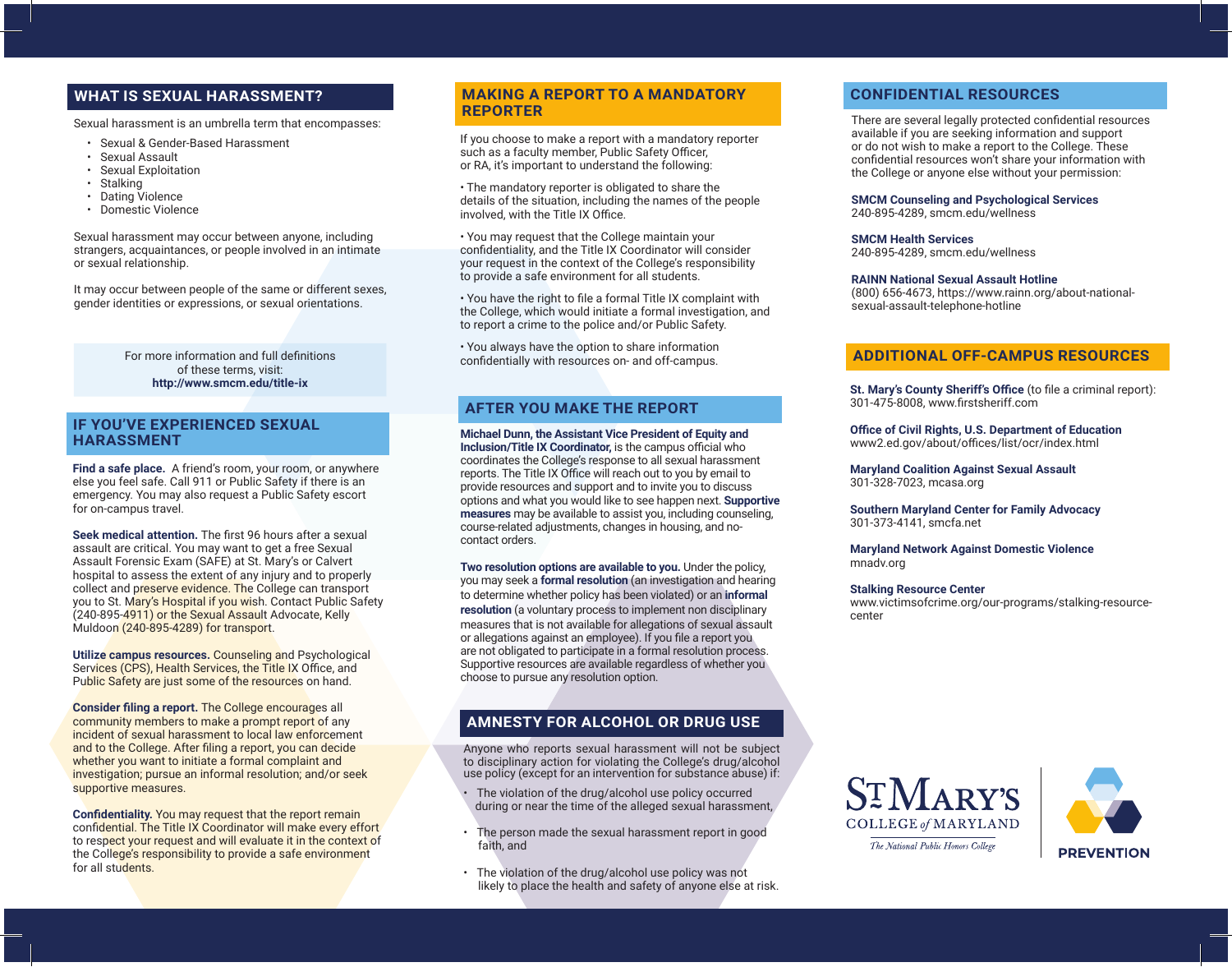## WHAT IS SEXUAL HARASSMENT?

Sexual harassment is an umbrella term that encompasses:

- Sexual & Gender-Based Harassment
- Sexual Assault
- Sexual Exploitation
- Stalking
- Dating Violence
- Domestic Violence

Sexual harassment may occur between anyone, including strangers, acquaintances, or people involved in an intimate or sexual relationship.

It may occur between people of the same or different sexes, gender identities or expressions, or sexual orientations.

For more information and full definitions of these terms, visit:
**http://www.smcm.edu/title-ix**

## IF YOU'VE EXPERIENCED SEXUAL HARASSMENT

**Find a safe place.** A friend's room, your room, or anywhere else you feel safe. Call 911 or Public Safety if there is an emergency. You may also request a Public Safety escort for on-campus travel.

**Seek medical attention.** The first 96 hours after a sexual assault are critical. You may want to get a free Sexual Assault Forensic Exam (SAFE) at St. Mary's or Calvert hospital to assess the extent of any injury and to properly collect and preserve evidence. The College can transport you to St. Mary's Hospital if you wish. Contact Public Safety (240-895-4911) or the Sexual Assault Advocate, Kelly Muldoon (240-895-4289) for transport.

**Utilize campus resources.** Counseling and Psychological Services (CPS), Health Services, the Title IX Office, and Public Safety are just some of the resources on hand.

**Consider filing a report.** The College encourages all community members to make a prompt report of any incident of sexual harassment to local law enforcement and to the College. After filing a report, you can decide whether you want to initiate a formal complaint and investigation; pursue an informal resolution; and/or seek supportive measures.

**Confidentiality.** You may request that the report remain confidential. The Title IX Coordinator will make every effort to respect your request and will evaluate it in the context of the College's responsibility to provide a safe environment for all students.

## MAKING A REPORT TO A MANDATORY REPORTER

If you choose to make a report with a mandatory reporter such as a faculty member, Public Safety Officer, or RA, it's important to understand the following:

- The mandatory reporter is obligated to share the details of the situation, including the names of the people involved, with the Title IX Office.
- You may request that the College maintain your confidentiality, and the Title IX Coordinator will consider your request in the context of the College's responsibility to provide a safe environment for all students.
- You have the right to file a formal Title IX complaint with the College, which would initiate a formal investigation, and to report a crime to the police and/or Public Safety.
- You always have the option to share information confidentially with resources on- and off-campus.

## AFTER YOU MAKE THE REPORT

**Michael Dunn, the Assistant Vice President of Equity and Inclusion/Title IX Coordinator,** is the campus official who coordinates the College's response to all sexual harassment reports. The Title IX Office will reach out to you by email to provide resources and support and to invite you to discuss options and what you would like to see happen next. **Supportive measures** may be available to assist you, including counseling, course-related adjustments, changes in housing, and no-contact orders.

**Two resolution options are available to you.** Under the policy, you may seek a **formal resolution** (an investigation and hearing to determine whether policy has been violated) or an **informal resolution** (a voluntary process to implement non disciplinary measures that is not available for allegations of sexual assault or allegations against an employee). If you file a report you are not obligated to participate in a formal resolution process. Supportive resources are available regardless of whether you choose to pursue any resolution option.

## AMNESTY FOR ALCOHOL OR DRUG USE

Anyone who reports sexual harassment will not be subject to disciplinary action for violating the College's drug/alcohol use policy (except for an intervention for substance abuse) if:

- The violation of the drug/alcohol use policy occurred during or near the time of the alleged sexual harassment,
- The person made the sexual harassment report in good faith, and
- The violation of the drug/alcohol use policy was not likely to place the health and safety of anyone else at risk.

## CONFIDENTIAL RESOURCES

There are several legally protected confidential resources available if you are seeking information and support or do not wish to make a report to the College. These confidential resources won't share your information with the College or anyone else without your permission:

**SMCM Counseling and Psychological Services**
240-895-4289, smcm.edu/wellness

**SMCM Health Services**
240-895-4289, smcm.edu/wellness

**RAINN National Sexual Assault Hotline**
(800) 656-4673, https://www.rainn.org/about-national-sexual-assault-telephone-hotline

## ADDITIONAL OFF-CAMPUS RESOURCES

**St. Mary's County Sheriff's Office** (to file a criminal report):
301-475-8008, www.firstsheriff.com

**Office of Civil Rights, U.S. Department of Education**
www2.ed.gov/about/offices/list/ocr/index.html

**Maryland Coalition Against Sexual Assault**
301-328-7023, mcasa.org

**Southern Maryland Center for Family Advocacy**
301-373-4141, smcfa.net

**Maryland Network Against Domestic Violence**
mnadv.org

**Stalking Resource Center**
www.victimsofcrime.org/our-programs/stalking-resource-center

St. Mary's College of Maryland
*The National Public Honors College*

PREVENTION